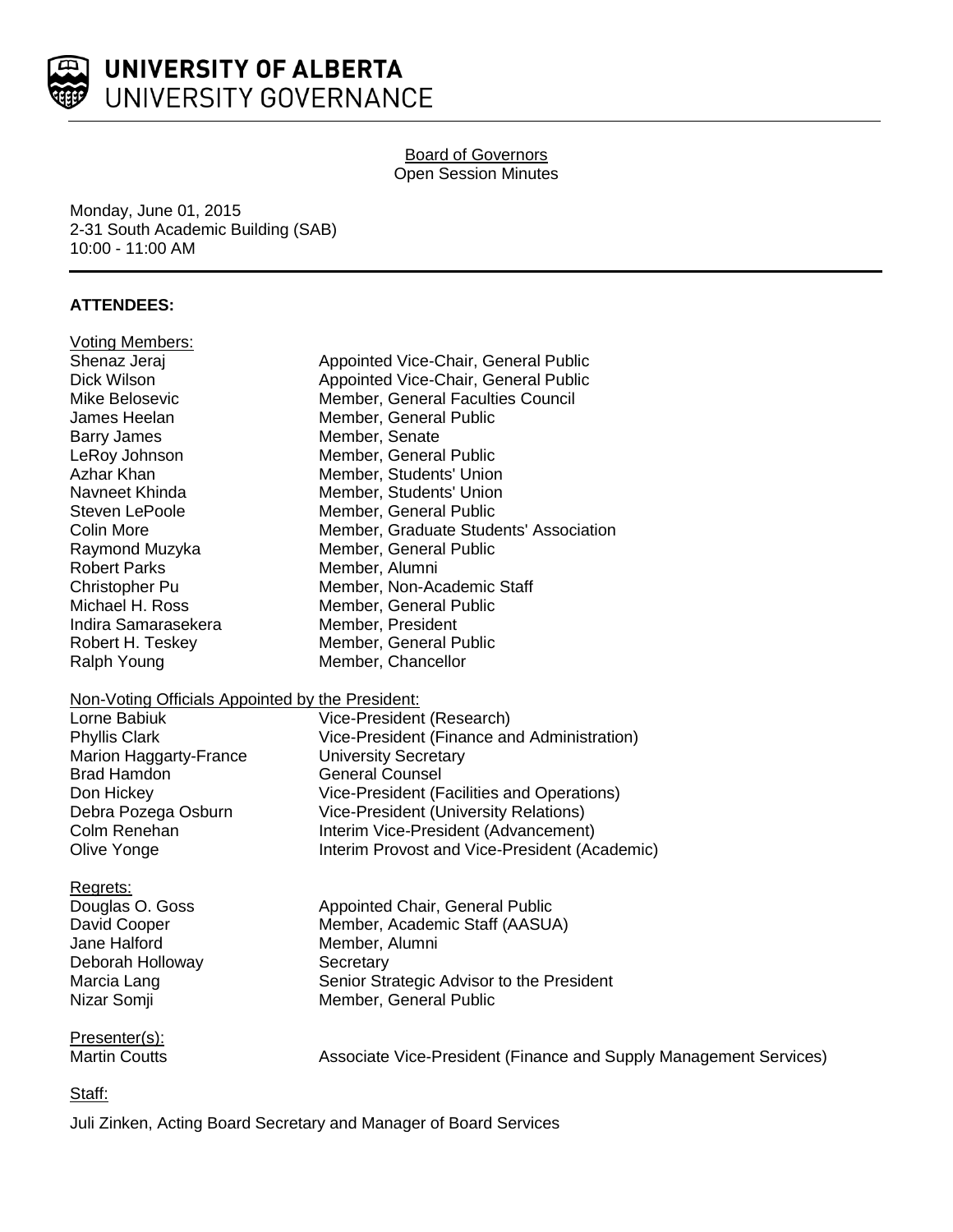**UNIVERSITY OF ALBERTA**
UNIVERSITY GOVERNANCE

Board of Governors
Open Session Minutes

Monday, June 01, 2015
2-31 South Academic Building (SAB)
10:00 - 11:00 AM

**ATTENDEES:**

Voting Members:

| | |
|---|---|
| Shenaz Jeraj | Appointed Vice-Chair, General Public |
| Dick Wilson | Appointed Vice-Chair, General Public |
| Mike Belosevic | Member, General Faculties Council |
| James Heelan | Member, General Public |
| Barry James | Member, Senate |
| LeRoy Johnson | Member, General Public |
| Azhar Khan | Member, Students' Union |
| Navneet Khinda | Member, Students' Union |
| Steven LePoole | Member, General Public |
| Colin More | Member, Graduate Students' Association |
| Raymond Muzyka | Member, General Public |
| Robert Parks | Member, Alumni |
| Christopher Pu | Member, Non-Academic Staff |
| Michael H. Ross | Member, General Public |
| Indira Samarasekera | Member, President |
| Robert H. Teskey | Member, General Public |
| Ralph Young | Member, Chancellor |

Non-Voting Officials Appointed by the President:

| | |
|---|---|
| Lorne Babiuk | Vice-President (Research) |
| Phyllis Clark | Vice-President (Finance and Administration) |
| Marion Haggarty-France | University Secretary |
| Brad Hamdon | General Counsel |
| Don Hickey | Vice-President (Facilities and Operations) |
| Debra Pozega Osburn | Vice-President (University Relations) |
| Colm Renehan | Interim Vice-President (Advancement) |
| Olive Yonge | Interim Provost and Vice-President (Academic) |

Regrets:

| | |
|---|---|
| Douglas O. Goss | Appointed Chair, General Public |
| David Cooper | Member, Academic Staff (AASUA) |
| Jane Halford | Member, Alumni |
| Deborah Holloway | Secretary |
| Marcia Lang | Senior Strategic Advisor to the President |
| Nizar Somji | Member, General Public |

Presenter(s):

| | |
|---|---|
| Martin Coutts | Associate Vice-President (Finance and Supply Management Services) |

Staff:

Juli Zinken, Acting Board Secretary and Manager of Board Services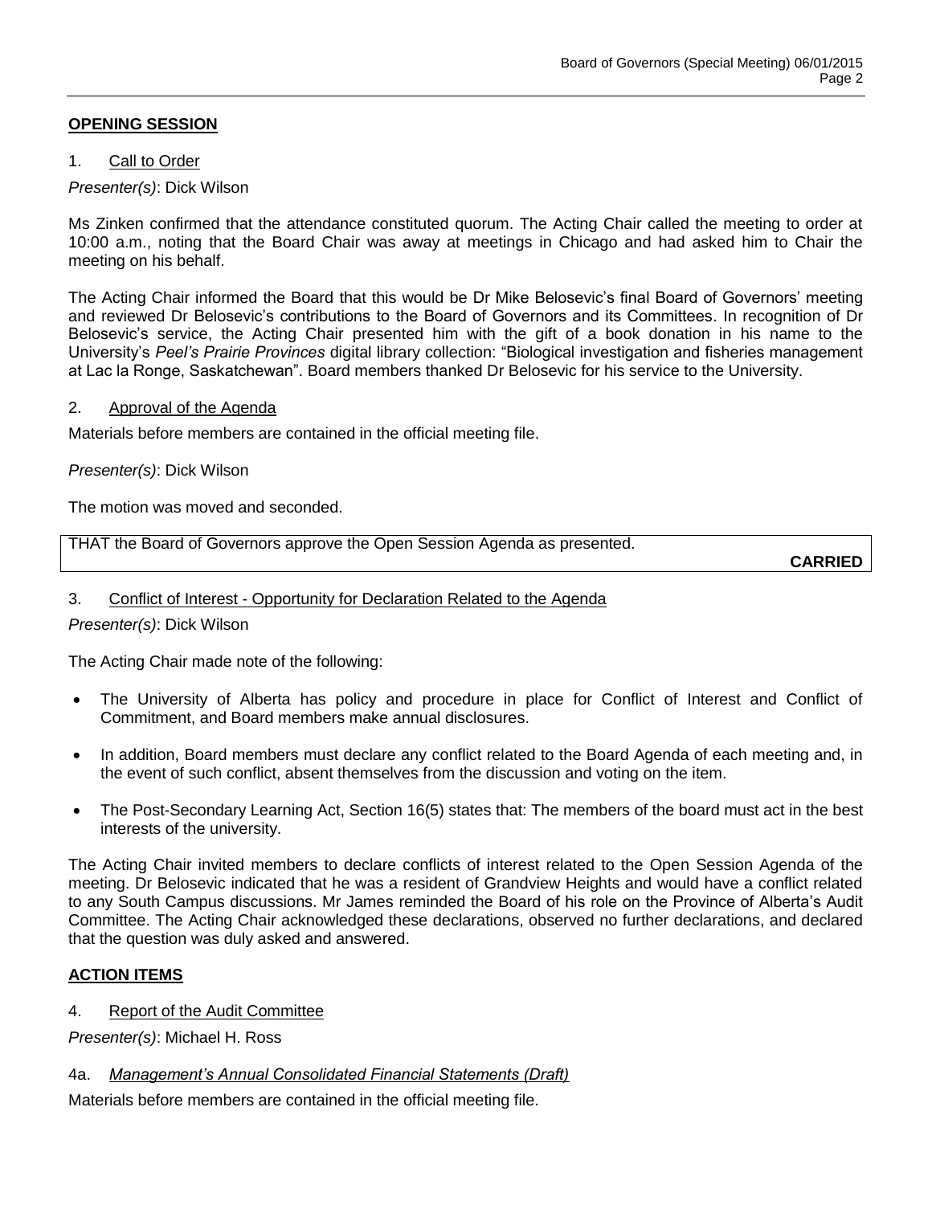## **OPENING SESSION**

1. Call to Order

*Presenter(s)*: Dick Wilson

Ms Zinken confirmed that the attendance constituted quorum. The Acting Chair called the meeting to order at 10:00 a.m., noting that the Board Chair was away at meetings in Chicago and had asked him to Chair the meeting on his behalf.

The Acting Chair informed the Board that this would be Dr Mike Belosevic's final Board of Governors' meeting and reviewed Dr Belosevic's contributions to the Board of Governors and its Committees. In recognition of Dr Belosevic's service, the Acting Chair presented him with the gift of a book donation in his name to the University's *Peel's Prairie Provinces* digital library collection: "Biological investigation and fisheries management at Lac la Ronge, Saskatchewan". Board members thanked Dr Belosevic for his service to the University.

2. Approval of the Agenda

Materials before members are contained in the official meeting file.

*Presenter(s)*: Dick Wilson

The motion was moved and seconded.

| THAT the Board of Governors approve the Open Session Agenda as presented. **CARRIED** |
|---|

3. Conflict of Interest - Opportunity for Declaration Related to the Agenda

*Presenter(s)*: Dick Wilson

The Acting Chair made note of the following:

- The University of Alberta has policy and procedure in place for Conflict of Interest and Conflict of Commitment, and Board members make annual disclosures.
- In addition, Board members must declare any conflict related to the Board Agenda of each meeting and, in the event of such conflict, absent themselves from the discussion and voting on the item.
- The Post-Secondary Learning Act, Section 16(5) states that: The members of the board must act in the best interests of the university.

The Acting Chair invited members to declare conflicts of interest related to the Open Session Agenda of the meeting. Dr Belosevic indicated that he was a resident of Grandview Heights and would have a conflict related to any South Campus discussions. Mr James reminded the Board of his role on the Province of Alberta's Audit Committee. The Acting Chair acknowledged these declarations, observed no further declarations, and declared that the question was duly asked and answered.

## **ACTION ITEMS**

4. Report of the Audit Committee

*Presenter(s)*: Michael H. Ross

4a. *Management's Annual Consolidated Financial Statements (Draft)*

Materials before members are contained in the official meeting file.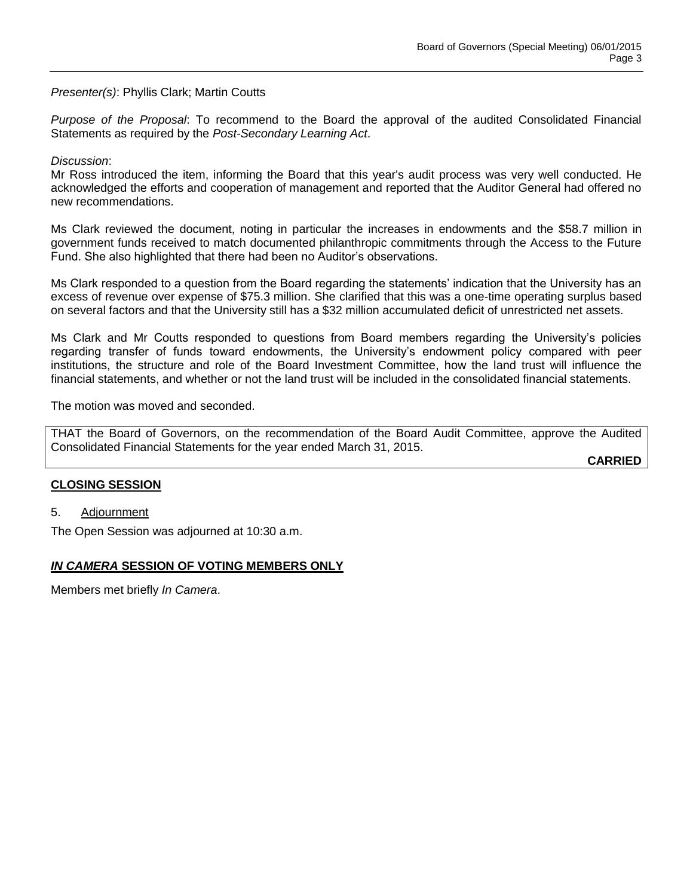*Presenter(s)*: Phyllis Clark; Martin Coutts

*Purpose of the Proposal*: To recommend to the Board the approval of the audited Consolidated Financial Statements as required by the *Post-Secondary Learning Act*.

*Discussion*:
Mr Ross introduced the item, informing the Board that this year's audit process was very well conducted. He acknowledged the efforts and cooperation of management and reported that the Auditor General had offered no new recommendations.

Ms Clark reviewed the document, noting in particular the increases in endowments and the $58.7 million in government funds received to match documented philanthropic commitments through the Access to the Future Fund. She also highlighted that there had been no Auditor's observations.

Ms Clark responded to a question from the Board regarding the statements' indication that the University has an excess of revenue over expense of $75.3 million. She clarified that this was a one-time operating surplus based on several factors and that the University still has a $32 million accumulated deficit of unrestricted net assets.

Ms Clark and Mr Coutts responded to questions from Board members regarding the University's policies regarding transfer of funds toward endowments, the University's endowment policy compared with peer institutions, the structure and role of the Board Investment Committee, how the land trust will influence the financial statements, and whether or not the land trust will be included in the consolidated financial statements.

The motion was moved and seconded.

THAT the Board of Governors, on the recommendation of the Board Audit Committee, approve the Audited Consolidated Financial Statements for the year ended March 31, 2015.

**CARRIED**

## CLOSING SESSION

5. Adjournment

The Open Session was adjourned at 10:30 a.m.

## *IN CAMERA* SESSION OF VOTING MEMBERS ONLY

Members met briefly *In Camera*.